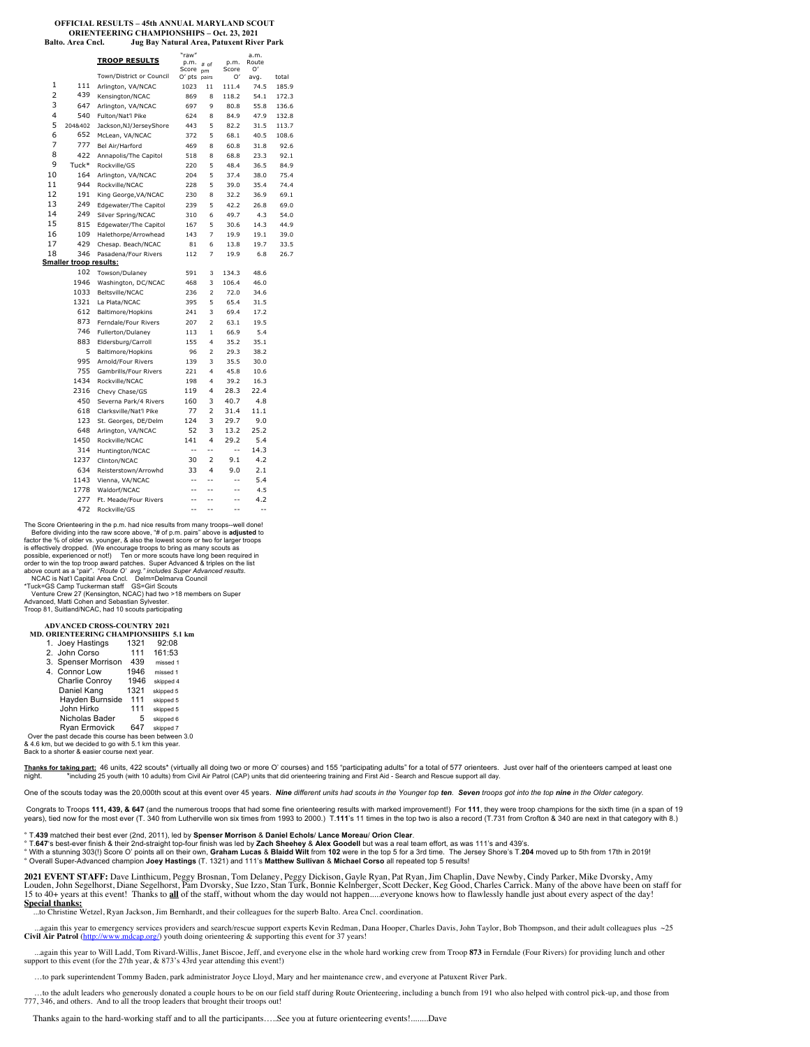**OFFICIAL RESULTS – 45th ANNUAL MARYLAND SCOUT ORIENTEERING CHAMPIONSHIPS – Oct. 23, 2021**

**Balto. Area Cncl. Jug Bay Natural Area, Patuxent River Park**

| | | **TROOP RESULTS** Town/District or Council | "raw" p.m. Score O' pts | # of pm pairs | p.m. Score O' | a.m. Route O' avg. | total |
|---|---|---|---|---|---|---|---|
| 1 | 111 | Arlington, VA/NCAC | 1023 | 11 | 111.4 | 74.5 | 185.9 |
| 2 | 439 | Kensington/NCAC | 869 | 8 | 118.2 | 54.1 | 172.3 |
| 3 | 647 | Arlington, VA/NCAC | 697 | 9 | 80.8 | 55.8 | 136.6 |
| 4 | 540 | Fulton/Nat'l Pike | 624 | 8 | 84.9 | 47.9 | 132.8 |
| 5 | 204&402 | Jackson,NJ/JerseyShore | 443 | 5 | 82.2 | 31.5 | 113.7 |
| 6 | 652 | McLean, VA/NCAC | 372 | 5 | 68.1 | 40.5 | 108.6 |
| 7 | 777 | Bel Air/Harford | 469 | 8 | 60.8 | 31.8 | 92.6 |
| 8 | 422 | Annapolis/The Capitol | 518 | 8 | 68.8 | 23.3 | 92.1 |
| 9 | Tuck* | Rockville/GS | 220 | 5 | 48.4 | 36.5 | 84.9 |
| 10 | 164 | Arlington, VA/NCAC | 204 | 5 | 37.4 | 38.0 | 75.4 |
| 11 | 944 | Rockville/NCAC | 228 | 5 | 39.0 | 35.4 | 74.4 |
| 12 | 191 | King George,VA/NCAC | 230 | 8 | 32.2 | 36.9 | 69.1 |
| 13 | 249 | Edgewater/The Capitol | 239 | 5 | 42.2 | 26.8 | 69.0 |
| 14 | 249 | Silver Spring/NCAC | 310 | 6 | 49.7 | 4.3 | 54.0 |
| 15 | 815 | Edgewater/The Capitol | 167 | 5 | 30.6 | 14.3 | 44.9 |
| 16 | 109 | Halethorpe/Arrowhead | 143 | 7 | 19.9 | 19.1 | 39.0 |
| 17 | 429 | Chesap. Beach/NCAC | 81 | 6 | 13.8 | 19.7 | 33.5 |
| 18 | 346 | Pasadena/Four Rivers | 112 | 7 | 19.9 | 6.8 | 26.7 |
| **Smaller troop results:** | | | | | | | |
| | 102 | Towson/Dulaney | 591 | 3 | 134.3 | 48.6 | |
| | 1946 | Washington, DC/NCAC | 468 | 3 | 106.4 | 46.0 | |
| | 1033 | Beltsville/NCAC | 236 | 2 | 72.0 | 34.6 | |
| | 1321 | La Plata/NCAC | 395 | 5 | 65.4 | 31.5 | |
| | 612 | Baltimore/Hopkins | 241 | 3 | 69.4 | 17.2 | |
| | 873 | Ferndale/Four Rivers | 207 | 2 | 63.1 | 19.5 | |
| | 746 | Fullerton/Dulaney | 113 | 1 | 66.9 | 5.4 | |
| | 883 | Eldersburg/Carroll | 155 | 4 | 35.2 | 35.1 | |
| | 5 | Baltimore/Hopkins | 96 | 2 | 29.3 | 38.2 | |
| | 995 | Arnold/Four Rivers | 139 | 3 | 35.5 | 30.0 | |
| | 755 | Gambrills/Four Rivers | 221 | 4 | 45.8 | 10.6 | |
| | 1434 | Rockville/NCAC | 198 | 4 | 39.2 | 16.3 | |
| | 2316 | Chevy Chase/GS | 119 | 4 | 28.3 | 22.4 | |
| | 450 | Severna Park/4 Rivers | 160 | 3 | 40.7 | 4.8 | |
| | 618 | Clarksville/Nat'l Pike | 77 | 2 | 31.4 | 11.1 | |
| | 123 | St. Georges, DE/Delm | 124 | 3 | 29.7 | 9.0 | |
| | 648 | Arlington, VA/NCAC | 52 | 3 | 13.2 | 25.2 | |
| | 1450 | Rockville/NCAC | 141 | 4 | 29.2 | 5.4 | |
| | 314 | Huntington/NCAC | -- | -- | -- | 14.3 | |
| | 1237 | Clinton/NCAC | 30 | 2 | 9.1 | 4.2 | |
| | 634 | Reisterstown/Arrowhd | 33 | 4 | 9.0 | 2.1 | |
| | 1143 | Vienna, VA/NCAC | -- | -- | -- | 5.4 | |
| | 1778 | Waldorf/NCAC | -- | -- | -- | 4.5 | |
| | 277 | Ft. Meade/Four Rivers | -- | -- | -- | 4.2 | |
| | 472 | Rockville/GS | -- | -- | -- | -- | |

The Score Orienteering in the p.m. had nice results from many troops--well done! Before dividing into the raw score above, "# of p.m. pairs" above is **adjusted** to factor the % of older vs. younger, & also the lowest score or two for larger troops is effectively dropped. (We encourage troops to bring as many scouts as possible, experienced or not!) Ten or more scouts have long been required in order to win the top troop award patches. Super Advanced & triples on the list above count as a "pair". *"Route O' avg." includes Super Advanced results.*

NCAC is Nat'l Capital Area Cncl. Delm=Delmarva Council

*Tuck=GS Camp Tuckerman staff GS=Girl Scouts

Venture Crew 27 (Kensington, NCAC) had two >18 members on Super Advanced, Matti Cohen and Sebastian Sylvester.

Troop 81, Suitland/NCAC, had 10 scouts participating

**ADVANCED CROSS-COUNTRY 2021 MD. ORIENTEERING CHAMPIONSHIPS 5.1 km**

| | Name | Troop | Time |
|---|---|---|---|
| 1. | Joey Hastings | 1321 | 92:08 |
| 2. | John Corso | 111 | 161:53 |
| 3. | Spenser Morrison | 439 | missed 1 |
| 4. | Connor Low | 1946 | missed 1 |
| | Charlie Conroy | 1946 | skipped 4 |
| | Daniel Kang | 1321 | skipped 5 |
| | Hayden Burnside | 111 | skipped 5 |
| | John Hirko | 111 | skipped 5 |
| | Nicholas Bader | 5 | skipped 6 |
| | Ryan Ermovick | 647 | skipped 7 |

Over the past decade this course has been between 3.0 & 4.6 km, but we decided to go with 5.1 km this year. Back to a shorter & easier course next year.

**Thanks for taking part:** 46 units, 422 scouts* (virtually all doing two or more O' courses) and 155 "participating adults" for a total of 577 orienteers. Just over half of the orienteers camped at least one night. *including 25 youth (with 10 adults) from Civil Air Patrol (CAP) units that did orienteering training and First Aid - Search and Rescue support all day.

One of the scouts today was the 20,000th scout at this event over 45 years. ***Nine*** *different units had scouts in the Younger top* ***ten***. ***Seven*** *troops got into the top* ***nine*** *in the Older category.*

Congrats to Troops **111, 439, & 647** (and the numerous troops that had some fine orienteering results with marked improvement!) For **111**, they were troop champions for the sixth time (in a span of 19 years), tied now for the most ever (T. 340 from Lutherville won six times from 1993 to 2000.) T.**111**'s 11 times in the top two is also a record (T.731 from Crofton & 340 are next in that category with 8.)

° T.**439** matched their best ever (2nd, 2011), led by **Spenser Morrison** & **Daniel Echols**/ **Lance Moreau**/ **Orion Clear**.

° T.**647**'s best-ever finish & their 2nd-straight top-four finish was led by **Zach Sheehey** & **Alex Goodell** but was a real team effort, as was 111's and 439's.

° With a stunning 303(!) Score O' points all on their own, **Graham Lucas** & **Blaidd Wilt** from **102** were in the top 5 for a 3rd time. The Jersey Shore's T.**204** moved up to 5th from 17th in 2019!

° Overall Super-Advanced champion **Joey Hastings** (T. 1321) and 111's **Matthew Sullivan** & **Michael Corso** all repeated top 5 results!

**2021 EVENT STAFF:** Dave Linthicum, Peggy Brosnan, Tom Delaney, Peggy Dickison, Gayle Ryan, Pat Ryan, Jim Chaplin, Dave Newby, Cindy Parker, Mike Dvorsky, Amy Louden, John Segelhorst, Diane Segelhorst, Pam Dvorsky, Sue Izzo, Stan Turk, Bonnie Kelnberger, Scott Decker, Keg Good, Charles Carrick. Many of the above have been on staff for 15 to 40+ years at this event! Thanks to **all** of the staff, without whom the day would not happen.....everyone knows how to flawlessly handle just about every aspect of the day!

**Special thanks:**

...to Christine Wetzel, Ryan Jackson, Jim Bernhardt, and their colleagues for the superb Balto. Area Cncl. coordination.

...again this year to emergency services providers and search/rescue support experts Kevin Redman, Dana Hooper, Charles Davis, John Taylor, Bob Thompson, and their adult colleagues plus ~25 **Civil Air Patrol** (http://www.mdcap.org/) youth doing orienteering & supporting this event for 37 years!

...again this year to Will Ladd, Tom Rivard-Willis, Janet Biscoe, Jeff, and everyone else in the whole hard working crew from Troop **873** in Ferndale (Four Rivers) for providing lunch and other support to this event (for the 27th year, & 873's 43rd year attending this event!)

…to park superintendent Tommy Baden, park administrator Joyce Lloyd, Mary and her maintenance crew, and everyone at Patuxent River Park.

…to the adult leaders who generously donated a couple hours to be on our field staff during Route Orienteering, including a bunch from 191 who also helped with control pick-up, and those from 777, 346, and others. And to all the troop leaders that brought their troops out!

Thanks again to the hard-working staff and to all the participants…..See you at future orienteering events!........Dave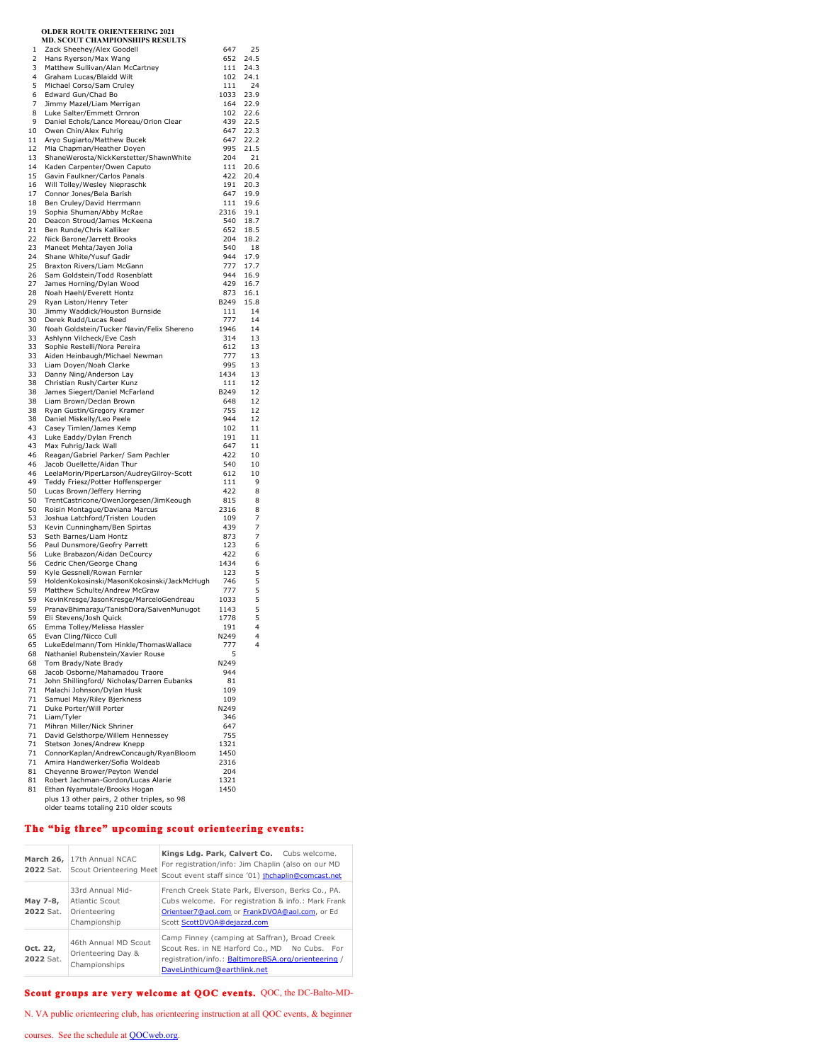**OLDER ROUTE ORIENTEERING 2021**
**MD. SCOUT CHAMPIONSHIPS RESULTS**

| Place | Team | Unit | Score |
|---|---|---|---|
| 1 | Zack Sheehey/Alex Goodell | 647 | 25 |
| 2 | Hans Ryerson/Max Wang | 652 | 24.5 |
| 3 | Matthew Sullivan/Alan McCartney | 111 | 24.3 |
| 4 | Graham Lucas/Blaidd Wilt | 102 | 24.1 |
| 5 | Michael Corso/Sam Cruley | 111 | 24 |
| 6 | Edward Gun/Chad Bo | 1033 | 23.9 |
| 7 | Jimmy Mazel/Liam Merrigan | 164 | 22.9 |
| 8 | Luke Salter/Emmett Ornron | 102 | 22.6 |
| 9 | Daniel Echols/Lance Moreau/Orion Clear | 439 | 22.5 |
| 10 | Owen Chin/Alex Fuhrig | 647 | 22.3 |
| 11 | Aryo Sugiarto/Matthew Bucek | 647 | 22.2 |
| 12 | Mia Chapman/Heather Doyen | 995 | 21.5 |
| 13 | ShaneWerosta/NickKerstetter/ShawnWhite | 204 | 21 |
| 14 | Kaden Carpenter/Owen Caputo | 111 | 20.6 |
| 15 | Gavin Faulkner/Carlos Panals | 422 | 20.4 |
| 16 | Will Tolley/Wesley Niepraschk | 191 | 20.3 |
| 17 | Connor Jones/Bela Barish | 647 | 19.9 |
| 18 | Ben Cruley/David Herrmann | 111 | 19.6 |
| 19 | Sophia Shuman/Abby McRae | 2316 | 19.1 |
| 20 | Deacon Stroud/James McKeena | 540 | 18.7 |
| 21 | Ben Runde/Chris Kalliker | 652 | 18.5 |
| 22 | Nick Barone/Jarrett Brooks | 204 | 18.2 |
| 23 | Maneet Mehta/Jayen Jolia | 540 | 18 |
| 24 | Shane White/Yusuf Gadir | 944 | 17.9 |
| 25 | Braxton Rivers/Liam McGann | 777 | 17.7 |
| 26 | Sam Goldstein/Todd Rosenblatt | 944 | 16.9 |
| 27 | James Horning/Dylan Wood | 429 | 16.7 |
| 28 | Noah Haehl/Everett Hontz | 873 | 16.1 |
| 29 | Ryan Liston/Henry Teter | B249 | 15.8 |
| 30 | Jimmy Waddick/Houston Burnside | 111 | 14 |
| 30 | Derek Rudd/Lucas Reed | 777 | 14 |
| 30 | Noah Goldstein/Tucker Navin/Felix Shereno | 1946 | 14 |
| 33 | Ashlynn Vilcheck/Eve Cash | 314 | 13 |
| 33 | Sophie Restelli/Nora Pereira | 612 | 13 |
| 33 | Aiden Heinbaugh/Michael Newman | 777 | 13 |
| 33 | Liam Doyen/Noah Clarke | 995 | 13 |
| 33 | Danny Ning/Anderson Lay | 1434 | 13 |
| 38 | Christian Rush/Carter Kunz | 111 | 12 |
| 38 | James Siegert/Daniel McFarland | B249 | 12 |
| 38 | Liam Brown/Declan Brown | 648 | 12 |
| 38 | Ryan Gustin/Gregory Kramer | 755 | 12 |
| 38 | Daniel Miskelly/Leo Peele | 944 | 12 |
| 43 | Casey Timlen/James Kemp | 102 | 11 |
| 43 | Luke Eaddy/Dylan French | 191 | 11 |
| 43 | Max Fuhrig/Jack Wall | 647 | 11 |
| 46 | Reagan/Gabriel Parker/ Sam Pachler | 422 | 10 |
| 46 | Jacob Ouellette/Aidan Thur | 540 | 10 |
| 46 | LeelaMorin/PiperLarson/AudreyGilroy-Scott | 612 | 10 |
| 49 | Teddy Friesz/Potter Hoffensperger | 111 | 9 |
| 50 | Lucas Brown/Jeffery Herring | 422 | 8 |
| 50 | TrentCastricone/OwenJorgesen/JimKeough | 815 | 8 |
| 50 | Roisin Montague/Daviana Marcus | 2316 | 8 |
| 53 | Joshua Latchford/Tristen Louden | 109 | 7 |
| 53 | Kevin Cunningham/Ben Spirtas | 439 | 7 |
| 53 | Seth Barnes/Liam Hontz | 873 | 7 |
| 56 | Paul Dunsmore/Geofry Parrett | 123 | 6 |
| 56 | Luke Brabazon/Aidan DeCourcy | 422 | 6 |
| 56 | Cedric Chen/George Chang | 1434 | 6 |
| 59 | Kyle Gessnell/Rowan Fernler | 123 | 5 |
| 59 | HoldenKokosinski/MasonKokosinski/JackMcHugh | 746 | 5 |
| 59 | Matthew Schulte/Andrew McGraw | 777 | 5 |
| 59 | KevinKresge/JasonKresge/MarceloGendreau | 1033 | 5 |
| 59 | PranavBhimaraju/TanishDora/SaivenMunugot | 1143 | 5 |
| 59 | Eli Stevens/Josh Quick | 1778 | 5 |
| 65 | Emma Tolley/Melissa Hassler | 191 | 4 |
| 65 | Evan Cling/Nicco Cull | N249 | 4 |
| 65 | LukeEdelmann/Tom Hinkle/ThomasWallace | 777 | 4 |
| 68 | Nathaniel Rubenstein/Xavier Rouse | 5 | |
| 68 | Tom Brady/Nate Brady | N249 | |
| 68 | Jacob Osborne/Mahamadou Traore | 944 | |
| 71 | John Shillingford/ Nicholas/Darren Eubanks | 81 | |
| 71 | Malachi Johnson/Dylan Husk | 109 | |
| 71 | Samuel May/Riley Bjerkness | 109 | |
| 71 | Duke Porter/Will Porter | N249 | |
| 71 | Liam/Tyler | 346 | |
| 71 | Mihran Miller/Nick Shriner | 647 | |
| 71 | David Gelsthorpe/Willem Hennessey | 755 | |
| 71 | Stetson Jones/Andrew Knepp | 1321 | |
| 71 | ConnorKaplan/AndrewConcaugh/RyanBloom | 1450 | |
| 71 | Amira Handwerker/Sofia Woldeab | 2316 | |
| 81 | Cheyenne Brower/Peyton Wendel | 204 | |
| 81 | Robert Jachman-Gordon/Lucas Alarie | 1321 | |
| 81 | Ethan Nyamutale/Brooks Hogan | 1450 | |

plus 13 other pairs, 2 other triples, so 98 older teams totaling 210 older scouts

## The "big three" upcoming scout orienteering events:

| Date | Event | Details |
|---|---|---|
| **March 26, 2022** Sat. | 17th Annual NCAC Scout Orienteering Meet | **Kings Ldg. Park, Calvert Co.** Cubs welcome. For registration/info: Jim Chaplin (also on our MD Scout event staff since '01) jhchaplin@comcast.net |
| **May 7-8, 2022** Sat. | 33rd Annual Mid-Atlantic Scout Orienteering Championship | French Creek State Park, Elverson, Berks Co., PA. Cubs welcome. For registration & info.: Mark Frank Orienteer7@aol.com or FrankDVOA@aol.com, or Ed Scott ScottDVOA@dejazzd.com |
| **Oct. 22, 2022** Sat. | 46th Annual MD Scout Orienteering Day & Championships | Camp Finney (camping at Saffran), Broad Creek Scout Res. in NE Harford Co., MD No Cubs. For registration/info.: BaltimoreBSA.org/orienteering / DaveLinthicum@earthlink.net |

**Scout groups are very welcome at QOC events.** QOC, the DC-Balto-MD-N. VA public orienteering club, has orienteering instruction at all QOC events, & beginner courses. See the schedule at QOCweb.org.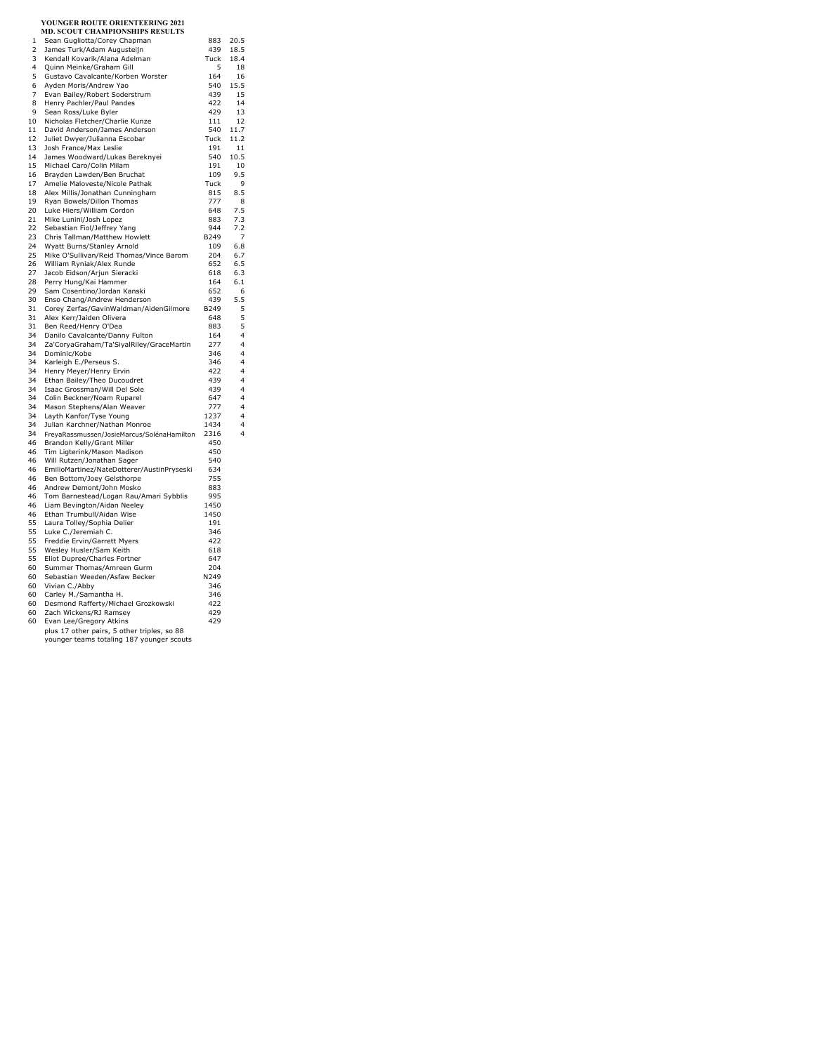**YOUNGER ROUTE ORIENTEERING 2021**
**MD. SCOUT CHAMPIONSHIPS RESULTS**

| | | | |
|---|---|---|---|
| 1 | Sean Gugliotta/Corey Chapman | 883 | 20.5 |
| 2 | James Turk/Adam Augusteijn | 439 | 18.5 |
| 3 | Kendall Kovarik/Alana Adelman | Tuck | 18.4 |
| 4 | Quinn Meinke/Graham Gill | 5 | 18 |
| 5 | Gustavo Cavalcante/Korben Worster | 164 | 16 |
| 6 | Ayden Moris/Andrew Yao | 540 | 15.5 |
| 7 | Evan Bailey/Robert Soderstrum | 439 | 15 |
| 8 | Henry Pachler/Paul Pandes | 422 | 14 |
| 9 | Sean Ross/Luke Byler | 429 | 13 |
| 10 | Nicholas Fletcher/Charlie Kunze | 111 | 12 |
| 11 | David Anderson/James Anderson | 540 | 11.7 |
| 12 | Juliet Dwyer/Julianna Escobar | Tuck | 11.2 |
| 13 | Josh France/Max Leslie | 191 | 11 |
| 14 | James Woodward/Lukas Bereknyei | 540 | 10.5 |
| 15 | Michael Caro/Colin Milam | 191 | 10 |
| 16 | Brayden Lawden/Ben Bruchat | 109 | 9.5 |
| 17 | Amelie Maloveste/Nicole Pathak | Tuck | 9 |
| 18 | Alex Millis/Jonathan Cunningham | 815 | 8.5 |
| 19 | Ryan Bowels/Dillon Thomas | 777 | 8 |
| 20 | Luke Hiers/William Cordon | 648 | 7.5 |
| 21 | Mike Lunini/Josh Lopez | 883 | 7.3 |
| 22 | Sebastian Fiol/Jeffrey Yang | 944 | 7.2 |
| 23 | Chris Tallman/Matthew Howlett | B249 | 7 |
| 24 | Wyatt Burns/Stanley Arnold | 109 | 6.8 |
| 25 | Mike O'Sullivan/Reid Thomas/Vince Barom | 204 | 6.7 |
| 26 | William Ryniak/Alex Runde | 652 | 6.5 |
| 27 | Jacob Eidson/Arjun Sieracki | 618 | 6.3 |
| 28 | Perry Hung/Kai Hammer | 164 | 6.1 |
| 29 | Sam Cosentino/Jordan Kanski | 652 | 6 |
| 30 | Enso Chang/Andrew Henderson | 439 | 5.5 |
| 31 | Corey Zerfas/GavinWaldman/AidenGilmore | B249 | 5 |
| 31 | Alex Kerr/Jaiden Olivera | 648 | 5 |
| 31 | Ben Reed/Henry O'Dea | 883 | 5 |
| 34 | Danilo Cavalcante/Danny Fulton | 164 | 4 |
| 34 | Za'CoryaGraham/Ta'SiyalRiley/GraceMartin | 277 | 4 |
| 34 | Dominic/Kobe | 346 | 4 |
| 34 | Karleigh E./Perseus S. | 346 | 4 |
| 34 | Henry Meyer/Henry Ervin | 422 | 4 |
| 34 | Ethan Bailey/Theo Ducoudret | 439 | 4 |
| 34 | Isaac Grossman/Will Del Sole | 439 | 4 |
| 34 | Colin Beckner/Noam Ruparel | 647 | 4 |
| 34 | Mason Stephens/Alan Weaver | 777 | 4 |
| 34 | Layth Kanfor/Tyse Young | 1237 | 4 |
| 34 | Julian Karchner/Nathan Monroe | 1434 | 4 |
| 34 | FreyaRassmussen/JosieMarcus/SolénaHamilton | 2316 | 4 |
| 46 | Brandon Kelly/Grant Miller | 450 | |
| 46 | Tim Ligterink/Mason Madison | 450 | |
| 46 | Will Rutzen/Jonathan Sager | 540 | |
| 46 | EmilioMartinez/NateDotterer/AustinPryseski | 634 | |
| 46 | Ben Bottom/Joey Gelsthorpe | 755 | |
| 46 | Andrew Demont/John Mosko | 883 | |
| 46 | Tom Barnestead/Logan Rau/Amari Sybblis | 995 | |
| 46 | Liam Bevington/Aidan Neeley | 1450 | |
| 46 | Ethan Trumbull/Aidan Wise | 1450 | |
| 55 | Laura Tolley/Sophia Delier | 191 | |
| 55 | Luke C./Jeremiah C. | 346 | |
| 55 | Freddie Ervin/Garrett Myers | 422 | |
| 55 | Wesley Husler/Sam Keith | 618 | |
| 55 | Eliot Dupree/Charles Fortner | 647 | |
| 60 | Summer Thomas/Amreen Gurm | 204 | |
| 60 | Sebastian Weeden/Asfaw Becker | N249 | |
| 60 | Vivian C./Abby | 346 | |
| 60 | Carley M./Samantha H. | 346 | |
| 60 | Desmond Rafferty/Michael Grozkowski | 422 | |
| 60 | Zach Wickens/RJ Ramsey | 429 | |
| 60 | Evan Lee/Gregory Atkins | 429 | |

plus 17 other pairs, 5 other triples, so 88 younger teams totaling 187 younger scouts